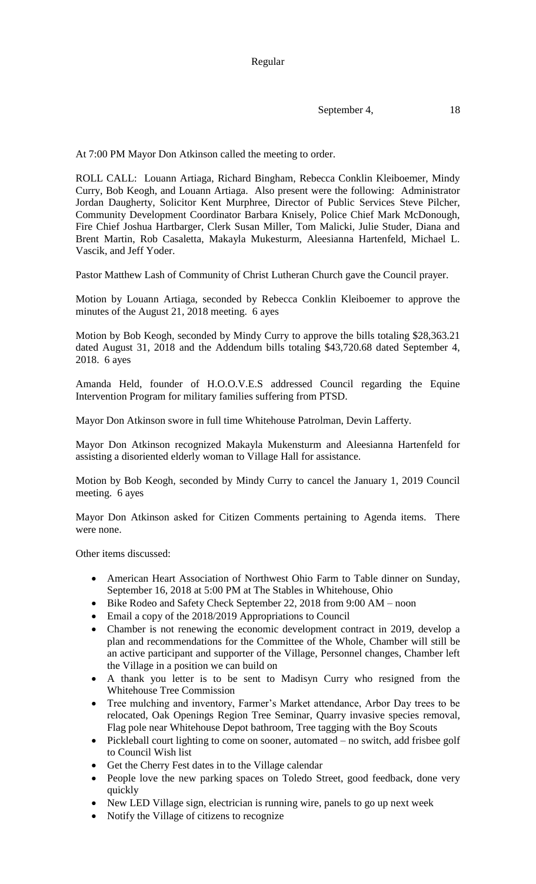Regular

September 4, 18

At 7:00 PM Mayor Don Atkinson called the meeting to order.

ROLL CALL: Louann Artiaga, Richard Bingham, Rebecca Conklin Kleiboemer, Mindy Curry, Bob Keogh, and Louann Artiaga. Also present were the following: Administrator Jordan Daugherty, Solicitor Kent Murphree, Director of Public Services Steve Pilcher, Community Development Coordinator Barbara Knisely, Police Chief Mark McDonough, Fire Chief Joshua Hartbarger, Clerk Susan Miller, Tom Malicki, Julie Studer, Diana and Brent Martin, Rob Casaletta, Makayla Mukesturm, Aleesianna Hartenfeld, Michael L. Vascik, and Jeff Yoder.

Pastor Matthew Lash of Community of Christ Lutheran Church gave the Council prayer.

Motion by Louann Artiaga, seconded by Rebecca Conklin Kleiboemer to approve the minutes of the August 21, 2018 meeting. 6 ayes

Motion by Bob Keogh, seconded by Mindy Curry to approve the bills totaling $28,363.21 dated August 31, 2018 and the Addendum bills totaling $43,720.68 dated September 4, 2018. 6 ayes

Amanda Held, founder of H.O.O.V.E.S addressed Council regarding the Equine Intervention Program for military families suffering from PTSD.

Mayor Don Atkinson swore in full time Whitehouse Patrolman, Devin Lafferty.

Mayor Don Atkinson recognized Makayla Mukensturm and Aleesianna Hartenfeld for assisting a disoriented elderly woman to Village Hall for assistance.

Motion by Bob Keogh, seconded by Mindy Curry to cancel the January 1, 2019 Council meeting. 6 ayes

Mayor Don Atkinson asked for Citizen Comments pertaining to Agenda items. There were none.

Other items discussed:

- American Heart Association of Northwest Ohio Farm to Table dinner on Sunday, September 16, 2018 at 5:00 PM at The Stables in Whitehouse, Ohio
- Bike Rodeo and Safety Check September 22, 2018 from 9:00 AM – noon
- Email a copy of the 2018/2019 Appropriations to Council
- Chamber is not renewing the economic development contract in 2019, develop a plan and recommendations for the Committee of the Whole, Chamber will still be an active participant and supporter of the Village, Personnel changes, Chamber left the Village in a position we can build on
- A thank you letter is to be sent to Madisyn Curry who resigned from the Whitehouse Tree Commission
- Tree mulching and inventory, Farmer's Market attendance, Arbor Day trees to be relocated, Oak Openings Region Tree Seminar, Quarry invasive species removal, Flag pole near Whitehouse Depot bathroom, Tree tagging with the Boy Scouts
- Pickleball court lighting to come on sooner, automated – no switch, add frisbee golf to Council Wish list
- Get the Cherry Fest dates in to the Village calendar
- People love the new parking spaces on Toledo Street, good feedback, done very quickly
- New LED Village sign, electrician is running wire, panels to go up next week
- Notify the Village of citizens to recognize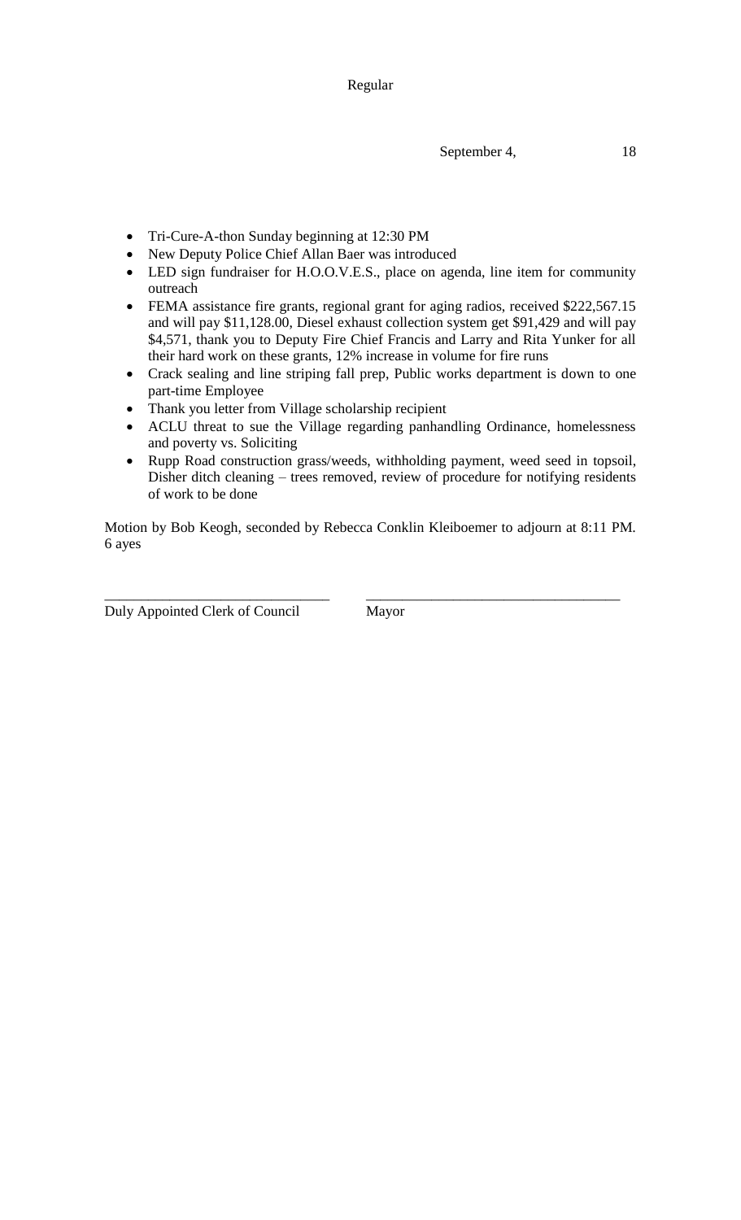- Tri-Cure-A-thon Sunday beginning at 12:30 PM
- New Deputy Police Chief Allan Baer was introduced
- LED sign fundraiser for H.O.O.V.E.S., place on agenda, line item for community outreach
- FEMA assistance fire grants, regional grant for aging radios, received $222,567.15 and will pay $11,128.00, Diesel exhaust collection system get $91,429 and will pay $4,571, thank you to Deputy Fire Chief Francis and Larry and Rita Yunker for all their hard work on these grants, 12% increase in volume for fire runs
- Crack sealing and line striping fall prep, Public works department is down to one part-time Employee
- Thank you letter from Village scholarship recipient
- ACLU threat to sue the Village regarding panhandling Ordinance, homelessness and poverty vs. Soliciting
- Rupp Road construction grass/weeds, withholding payment, weed seed in topsoil, Disher ditch cleaning – trees removed, review of procedure for notifying residents of work to be done

Motion by Bob Keogh, seconded by Rebecca Conklin Kleiboemer to adjourn at 8:11 PM. 6 ayes

_______________________________ ___________________________________

Duly Appointed Clerk of Council Mayor